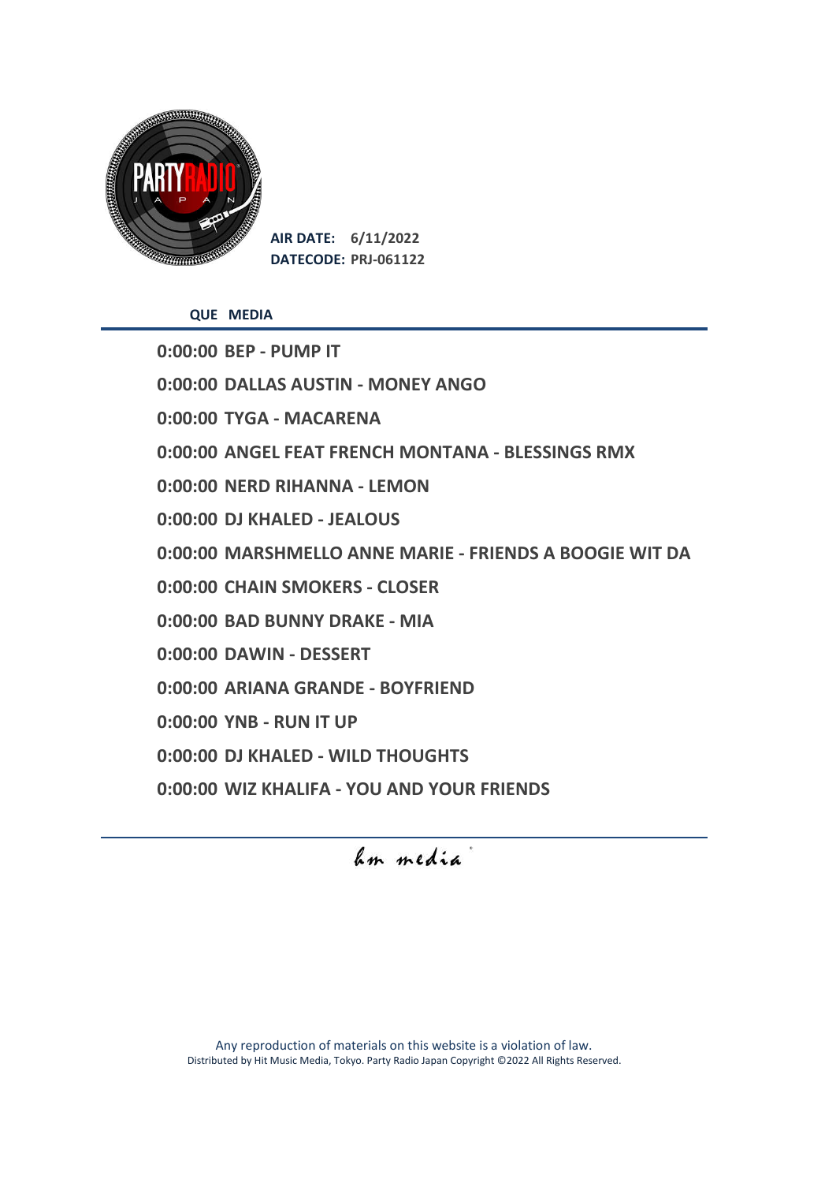**AIR DATE:** 6/11/2022
**DATECODE:** PRJ-061122

| QUE | MEDIA |
|---|---|
| 0:00:00 | BEP - PUMP IT |
| 0:00:00 | DALLAS AUSTIN - MONEY ANGO |
| 0:00:00 | TYGA - MACARENA |
| 0:00:00 | ANGEL FEAT FRENCH MONTANA - BLESSINGS RMX |
| 0:00:00 | NERD RIHANNA - LEMON |
| 0:00:00 | DJ KHALED - JEALOUS |
| 0:00:00 | MARSHMELLO ANNE MARIE - FRIENDS A BOOGIE WIT DA |
| 0:00:00 | CHAIN SMOKERS - CLOSER |
| 0:00:00 | BAD BUNNY DRAKE - MIA |
| 0:00:00 | DAWIN - DESSERT |
| 0:00:00 | ARIANA GRANDE - BOYFRIEND |
| 0:00:00 | YNB - RUN IT UP |
| 0:00:00 | DJ KHALED - WILD THOUGHTS |
| 0:00:00 | WIZ KHALIFA - YOU AND YOUR FRIENDS |

hm media

Any reproduction of materials on this website is a violation of law.
Distributed by Hit Music Media, Tokyo. Party Radio Japan Copyright ©2022 All Rights Reserved.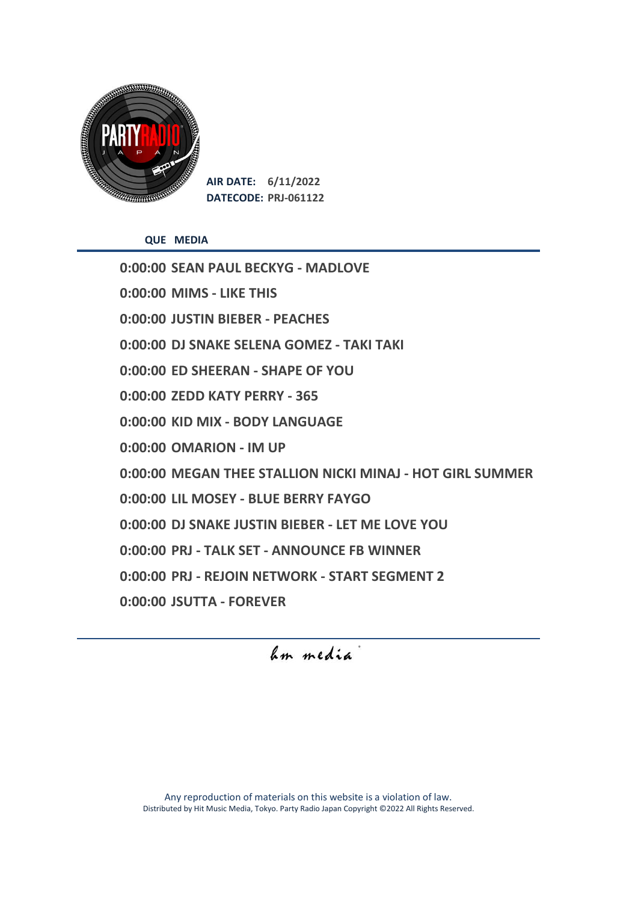**AIR DATE:** 6/11/2022
**DATECODE:** PRJ-061122

| QUE | MEDIA |
|---|---|
| 0:00:00 | SEAN PAUL BECKYG - MADLOVE |
| 0:00:00 | MIMS - LIKE THIS |
| 0:00:00 | JUSTIN BIEBER - PEACHES |
| 0:00:00 | DJ SNAKE SELENA GOMEZ - TAKI TAKI |
| 0:00:00 | ED SHEERAN - SHAPE OF YOU |
| 0:00:00 | ZEDD KATY PERRY - 365 |
| 0:00:00 | KID MIX - BODY LANGUAGE |
| 0:00:00 | OMARION - IM UP |
| 0:00:00 | MEGAN THEE STALLION NICKI MINAJ - HOT GIRL SUMMER |
| 0:00:00 | LIL MOSEY - BLUE BERRY FAYGO |
| 0:00:00 | DJ SNAKE JUSTIN BIEBER - LET ME LOVE YOU |
| 0:00:00 | PRJ - TALK SET - ANNOUNCE FB WINNER |
| 0:00:00 | PRJ - REJOIN NETWORK - START SEGMENT 2 |
| 0:00:00 | JSUTTA - FOREVER |

*hm media*

Any reproduction of materials on this website is a violation of law.
Distributed by Hit Music Media, Tokyo. Party Radio Japan Copyright ©2022 All Rights Reserved.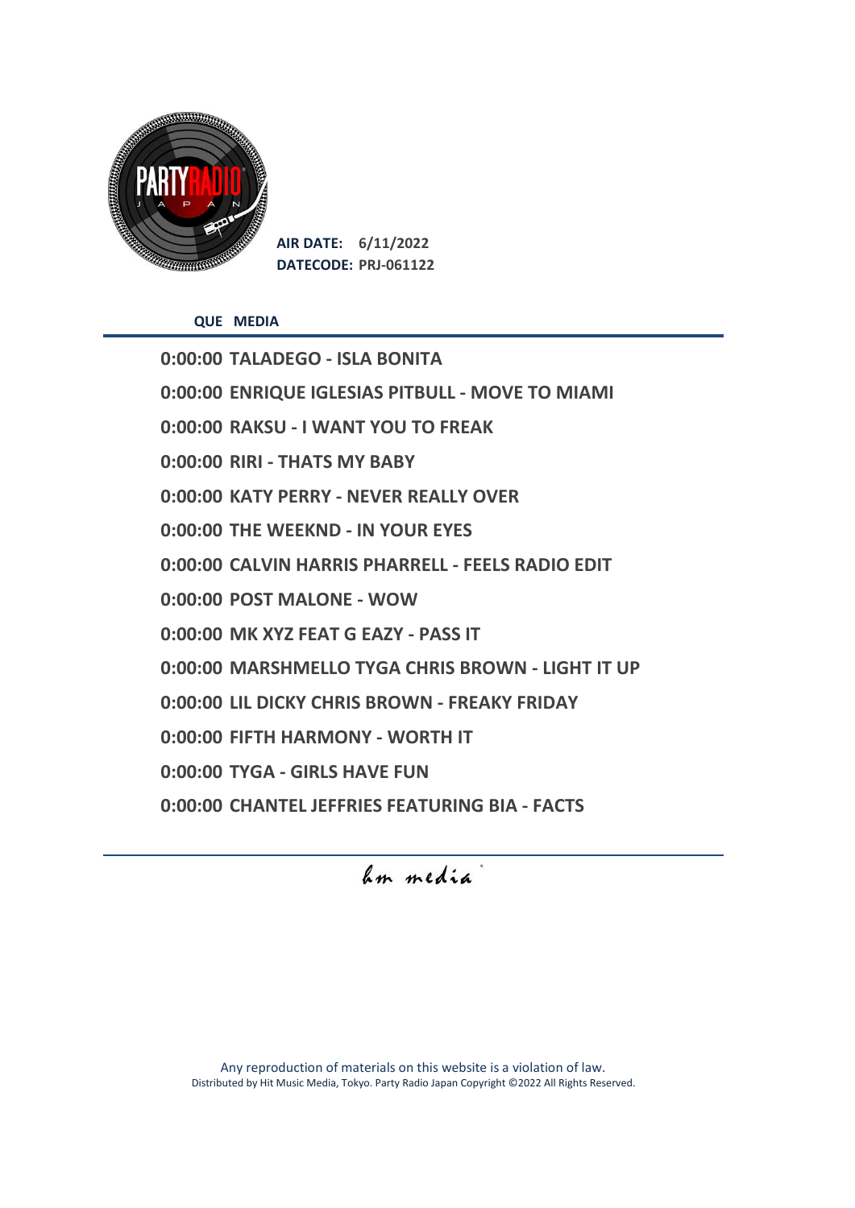**AIR DATE:** 6/11/2022
**DATECODE:** PRJ-061122

| QUE | MEDIA |
|---|---|
| 0:00:00 | TALADEGO - ISLA BONITA |
| 0:00:00 | ENRIQUE IGLESIAS PITBULL - MOVE TO MIAMI |
| 0:00:00 | RAKSU - I WANT YOU TO FREAK |
| 0:00:00 | RIRI - THATS MY BABY |
| 0:00:00 | KATY PERRY - NEVER REALLY OVER |
| 0:00:00 | THE WEEKND - IN YOUR EYES |
| 0:00:00 | CALVIN HARRIS PHARRELL - FEELS RADIO EDIT |
| 0:00:00 | POST MALONE - WOW |
| 0:00:00 | MK XYZ FEAT G EAZY - PASS IT |
| 0:00:00 | MARSHMELLO TYGA CHRIS BROWN - LIGHT IT UP |
| 0:00:00 | LIL DICKY CHRIS BROWN - FREAKY FRIDAY |
| 0:00:00 | FIFTH HARMONY - WORTH IT |
| 0:00:00 | TYGA - GIRLS HAVE FUN |
| 0:00:00 | CHANTEL JEFFRIES FEATURING BIA - FACTS |

hm media

Any reproduction of materials on this website is a violation of law.
Distributed by Hit Music Media, Tokyo. Party Radio Japan Copyright ©2022 All Rights Reserved.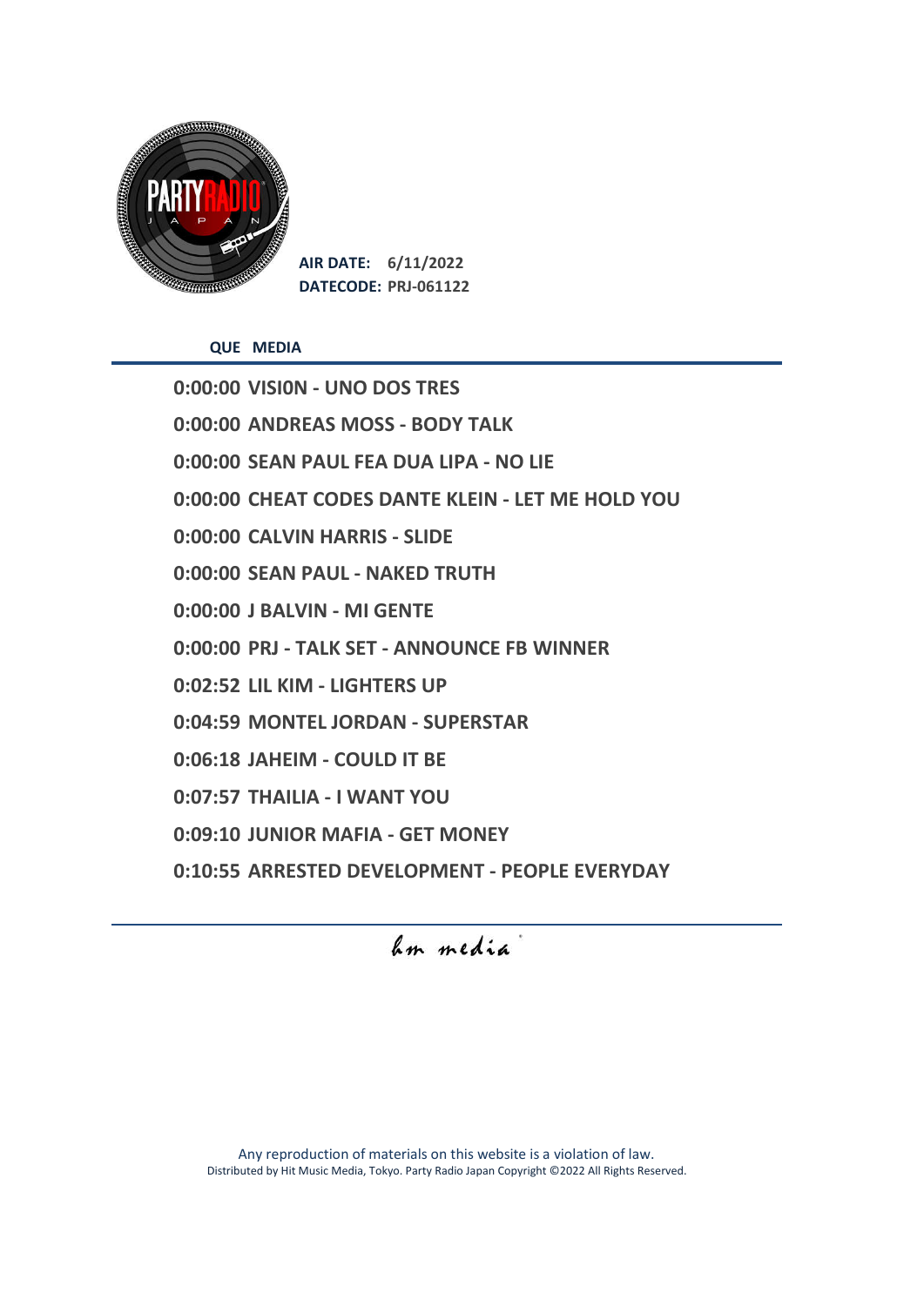**AIR DATE:** 6/11/2022
**DATECODE:** PRJ-061122

| QUE | MEDIA |
| --- | --- |
| 0:00:00 | VISI0N - UNO DOS TRES |
| 0:00:00 | ANDREAS MOSS - BODY TALK |
| 0:00:00 | SEAN PAUL FEA DUA LIPA - NO LIE |
| 0:00:00 | CHEAT CODES DANTE KLEIN - LET ME HOLD YOU |
| 0:00:00 | CALVIN HARRIS - SLIDE |
| 0:00:00 | SEAN PAUL - NAKED TRUTH |
| 0:00:00 | J BALVIN - MI GENTE |
| 0:00:00 | PRJ - TALK SET - ANNOUNCE FB WINNER |
| 0:02:52 | LIL KIM - LIGHTERS UP |
| 0:04:59 | MONTEL JORDAN - SUPERSTAR |
| 0:06:18 | JAHEIM - COULD IT BE |
| 0:07:57 | THAILIA - I WANT YOU |
| 0:09:10 | JUNIOR MAFIA - GET MONEY |
| 0:10:55 | ARRESTED DEVELOPMENT - PEOPLE EVERYDAY |

hm media

Any reproduction of materials on this website is a violation of law.
Distributed by Hit Music Media, Tokyo. Party Radio Japan Copyright ©2022 All Rights Reserved.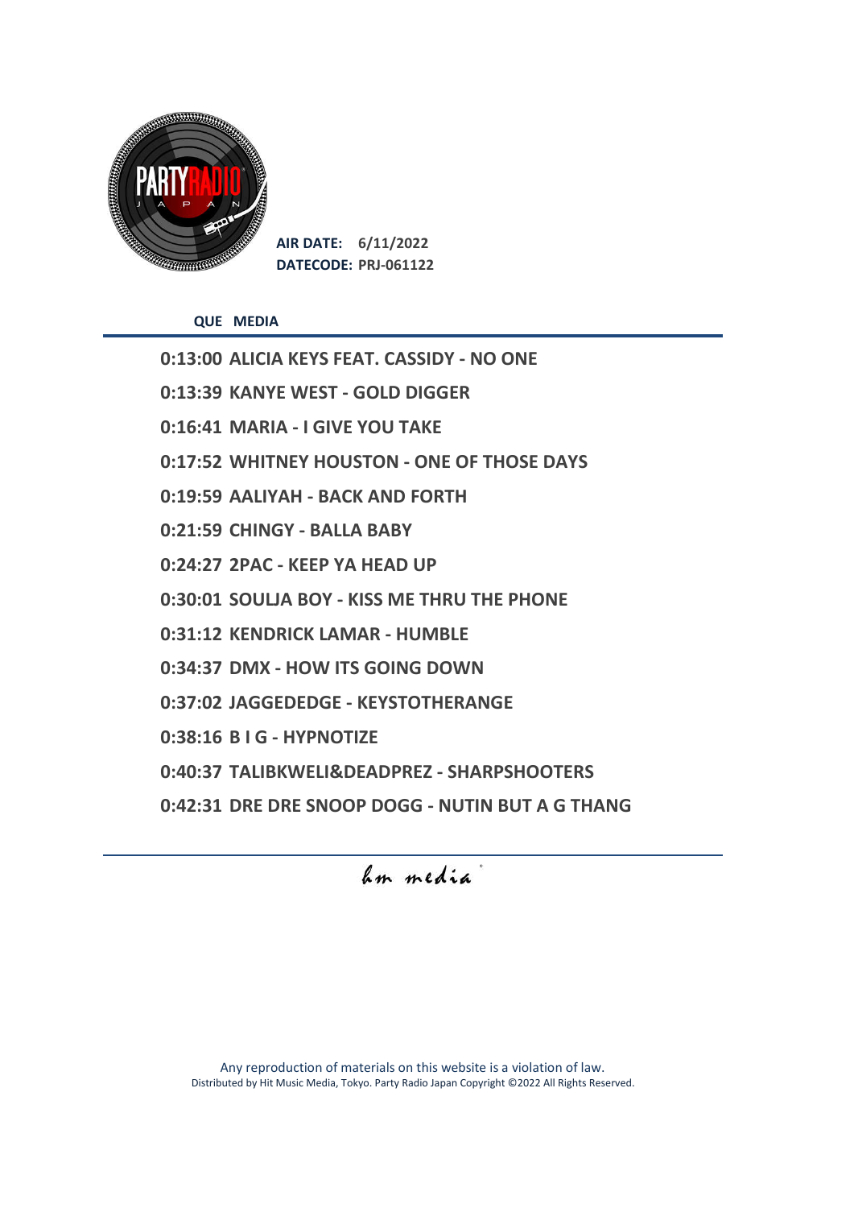AIR DATE: 6/11/2022
DATECODE: PRJ-061122

| QUE | MEDIA |
|---|---|
| 0:13:00 | ALICIA KEYS FEAT. CASSIDY - NO ONE |
| 0:13:39 | KANYE WEST - GOLD DIGGER |
| 0:16:41 | MARIA - I GIVE YOU TAKE |
| 0:17:52 | WHITNEY HOUSTON - ONE OF THOSE DAYS |
| 0:19:59 | AALIYAH - BACK AND FORTH |
| 0:21:59 | CHINGY - BALLA BABY |
| 0:24:27 | 2PAC - KEEP YA HEAD UP |
| 0:30:01 | SOULJA BOY - KISS ME THRU THE PHONE |
| 0:31:12 | KENDRICK LAMAR - HUMBLE |
| 0:34:37 | DMX - HOW ITS GOING DOWN |
| 0:37:02 | JAGGEDEDGE - KEYSTOTHERANGE |
| 0:38:16 | B I G - HYPNOTIZE |
| 0:40:37 | TALIBKWELI&DEADPREZ - SHARPSHOOTERS |
| 0:42:31 | DRE DRE SNOOP DOGG - NUTIN BUT A G THANG |

hm media

Any reproduction of materials on this website is a violation of law.
Distributed by Hit Music Media, Tokyo. Party Radio Japan Copyright ©2022 All Rights Reserved.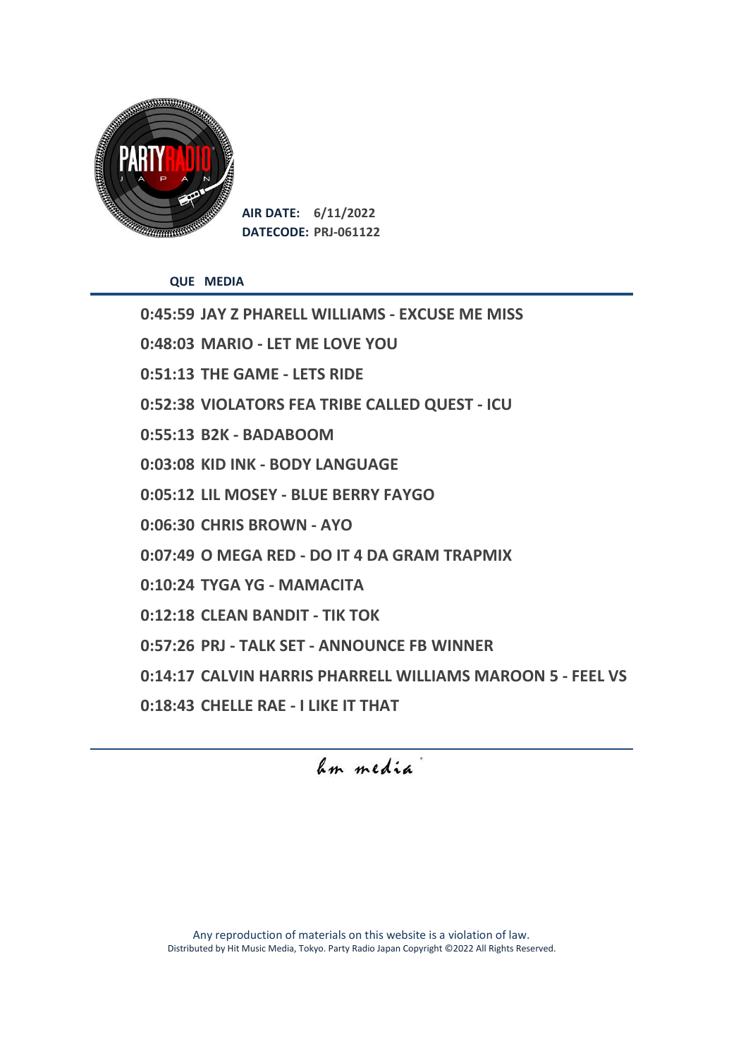**AIR DATE:** 6/11/2022
**DATECODE:** PRJ-061122

| QUE | MEDIA |
|---|---|
| 0:45:59 | JAY Z PHARELL WILLIAMS - EXCUSE ME MISS |
| 0:48:03 | MARIO - LET ME LOVE YOU |
| 0:51:13 | THE GAME - LETS RIDE |
| 0:52:38 | VIOLATORS FEA TRIBE CALLED QUEST - ICU |
| 0:55:13 | B2K - BADABOOM |
| 0:03:08 | KID INK - BODY LANGUAGE |
| 0:05:12 | LIL MOSEY - BLUE BERRY FAYGO |
| 0:06:30 | CHRIS BROWN - AYO |
| 0:07:49 | O MEGA RED - DO IT 4 DA GRAM TRAPMIX |
| 0:10:24 | TYGA YG - MAMACITA |
| 0:12:18 | CLEAN BANDIT - TIK TOK |
| 0:57:26 | PRJ - TALK SET - ANNOUNCE FB WINNER |
| 0:14:17 | CALVIN HARRIS PHARRELL WILLIAMS MAROON 5 - FEEL VS |
| 0:18:43 | CHELLE RAE - I LIKE IT THAT |

hm media

Any reproduction of materials on this website is a violation of law.
Distributed by Hit Music Media, Tokyo. Party Radio Japan Copyright ©2022 All Rights Reserved.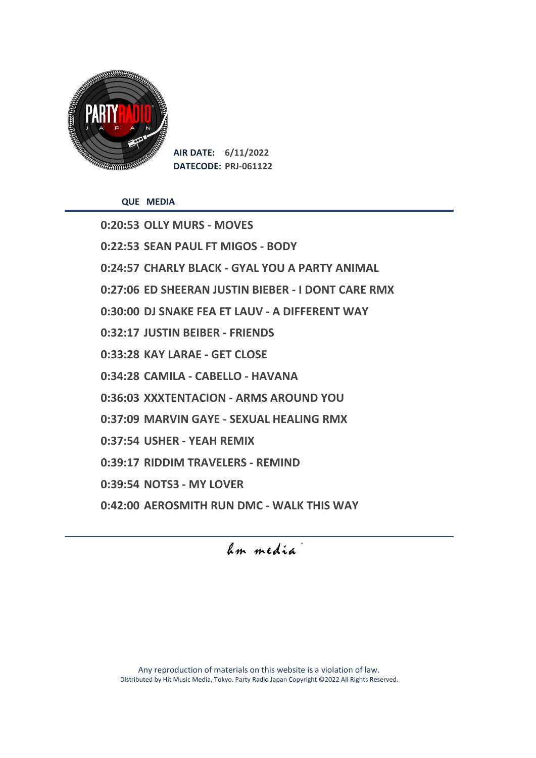**AIR DATE:** 6/11/2022
**DATECODE:** PRJ-061122

| QUE | MEDIA |
|---|---|
| 0:20:53 | OLLY MURS - MOVES |
| 0:22:53 | SEAN PAUL FT MIGOS - BODY |
| 0:24:57 | CHARLY BLACK - GYAL YOU A PARTY ANIMAL |
| 0:27:06 | ED SHEERAN JUSTIN BIEBER - I DONT CARE RMX |
| 0:30:00 | DJ SNAKE FEA ET LAUV - A DIFFERENT WAY |
| 0:32:17 | JUSTIN BEIBER - FRIENDS |
| 0:33:28 | KAY LARAE - GET CLOSE |
| 0:34:28 | CAMILA - CABELLO - HAVANA |
| 0:36:03 | XXXTENTACION - ARMS AROUND YOU |
| 0:37:09 | MARVIN GAYE - SEXUAL HEALING RMX |
| 0:37:54 | USHER - YEAH REMIX |
| 0:39:17 | RIDDIM TRAVELERS - REMIND |
| 0:39:54 | NOTS3 - MY LOVER |
| 0:42:00 | AEROSMITH RUN DMC - WALK THIS WAY |

hm media

Any reproduction of materials on this website is a violation of law.
Distributed by Hit Music Media, Tokyo. Party Radio Japan Copyright ©2022 All Rights Reserved.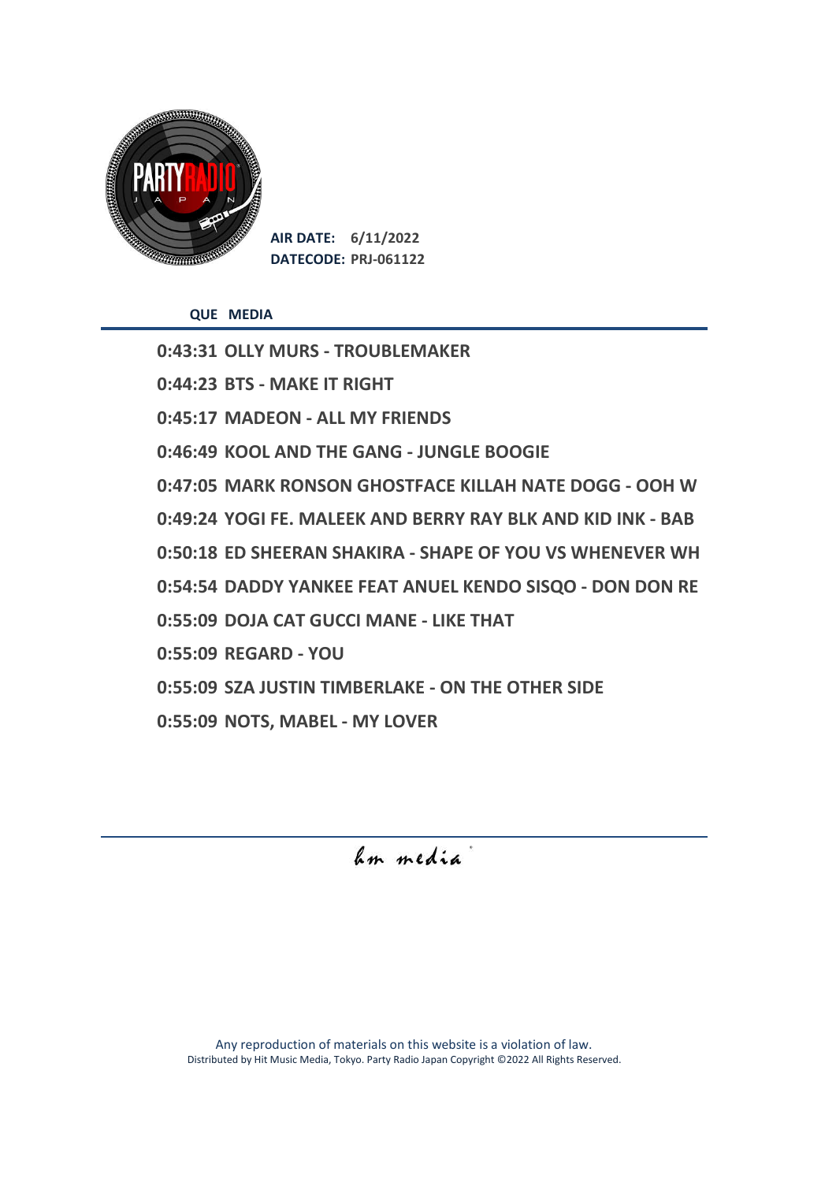**AIR DATE:** 6/11/2022
**DATECODE:** PRJ-061122

| QUE | MEDIA |
| --- | --- |
| 0:43:31 | OLLY MURS - TROUBLEMAKER |
| 0:44:23 | BTS - MAKE IT RIGHT |
| 0:45:17 | MADEON - ALL MY FRIENDS |
| 0:46:49 | KOOL AND THE GANG - JUNGLE BOOGIE |
| 0:47:05 | MARK RONSON GHOSTFACE KILLAH NATE DOGG - OOH W |
| 0:49:24 | YOGI FE. MALEEK AND BERRY RAY BLK AND KID INK - BAB |
| 0:50:18 | ED SHEERAN SHAKIRA - SHAPE OF YOU VS WHENEVER WH |
| 0:54:54 | DADDY YANKEE FEAT ANUEL KENDO SISQO - DON DON RE |
| 0:55:09 | DOJA CAT GUCCI MANE - LIKE THAT |
| 0:55:09 | REGARD - YOU |
| 0:55:09 | SZA JUSTIN TIMBERLAKE - ON THE OTHER SIDE |
| 0:55:09 | NOTS, MABEL - MY LOVER |

hm media

Any reproduction of materials on this website is a violation of law.
Distributed by Hit Music Media, Tokyo. Party Radio Japan Copyright ©2022 All Rights Reserved.